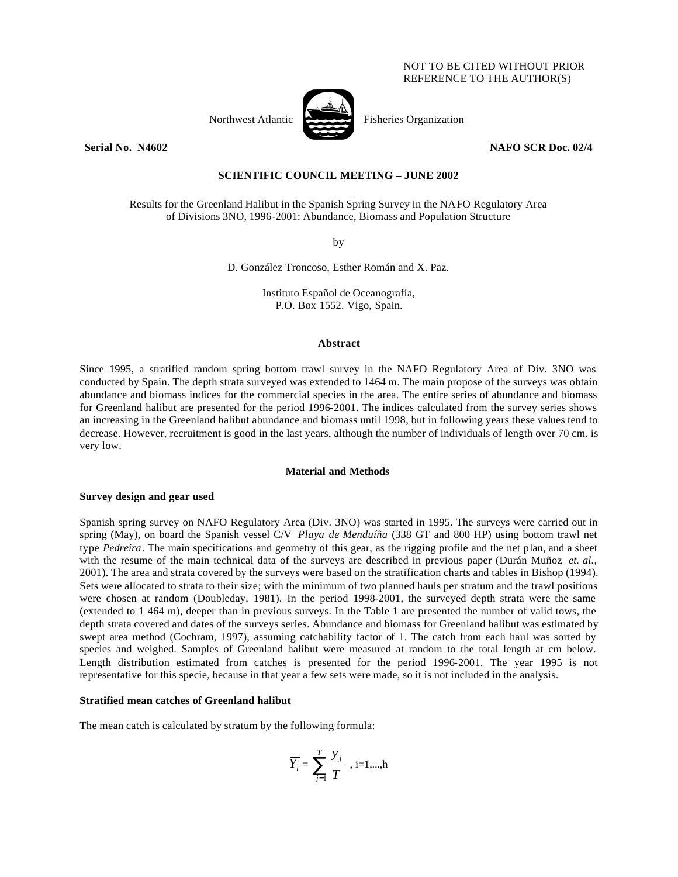NOT TO BE CITED WITHOUT PRIOR REFERENCE TO THE AUTHOR(S)

Northwest Atlantic Fisheries Organization

**Serial No. N4602** **NAFO SCR Doc. 02/4**

**SCIENTIFIC COUNCIL MEETING – JUNE 2002**

Results for the Greenland Halibut in the Spanish Spring Survey in the NAFO Regulatory Area of Divisions 3NO, 1996-2001: Abundance, Biomass and Population Structure

by

D. González Troncoso, Esther Román and X. Paz.

Instituto Español de Oceanografía,
P.O. Box 1552. Vigo, Spain.

### Abstract

Since 1995, a stratified random spring bottom trawl survey in the NAFO Regulatory Area of Div. 3NO was conducted by Spain. The depth strata surveyed was extended to 1464 m. The main propose of the surveys was obtain abundance and biomass indices for the commercial species in the area. The entire series of abundance and biomass for Greenland halibut are presented for the period 1996-2001. The indices calculated from the survey series shows an increasing in the Greenland halibut abundance and biomass until 1998, but in following years these values tend to decrease. However, recruitment is good in the last years, although the number of individuals of length over 70 cm. is very low.

### Material and Methods

#### Survey design and gear used

Spanish spring survey on NAFO Regulatory Area (Div. 3NO) was started in 1995. The surveys were carried out in spring (May), on board the Spanish vessel C/V *Playa de Menduíña* (338 GT and 800 HP) using bottom trawl net type *Pedreira*. The main specifications and geometry of this gear, as the rigging profile and the net plan, and a sheet with the resume of the main technical data of the surveys are described in previous paper (Durán Muñoz *et. al.,* 2001). The area and strata covered by the surveys were based on the stratification charts and tables in Bishop (1994). Sets were allocated to strata to their size; with the minimum of two planned hauls per stratum and the trawl positions were chosen at random (Doubleday, 1981). In the period 1998-2001, the surveyed depth strata were the same (extended to 1 464 m), deeper than in previous surveys. In the Table 1 are presented the number of valid tows, the depth strata covered and dates of the surveys series. Abundance and biomass for Greenland halibut was estimated by swept area method (Cochram, 1997), assuming catchability factor of 1. The catch from each haul was sorted by species and weighed. Samples of Greenland halibut were measured at random to the total length at cm below. Length distribution estimated from catches is presented for the period 1996-2001. The year 1995 is not representative for this specie, because in that year a few sets were made, so it is not included in the analysis.

#### Stratified mean catches of Greenland halibut

The mean catch is calculated by stratum by the following formula:

$$\overline{Y_i} = \sum_{j=1}^{T} \frac{y_j}{T} \text{ , i=1,...,h}$$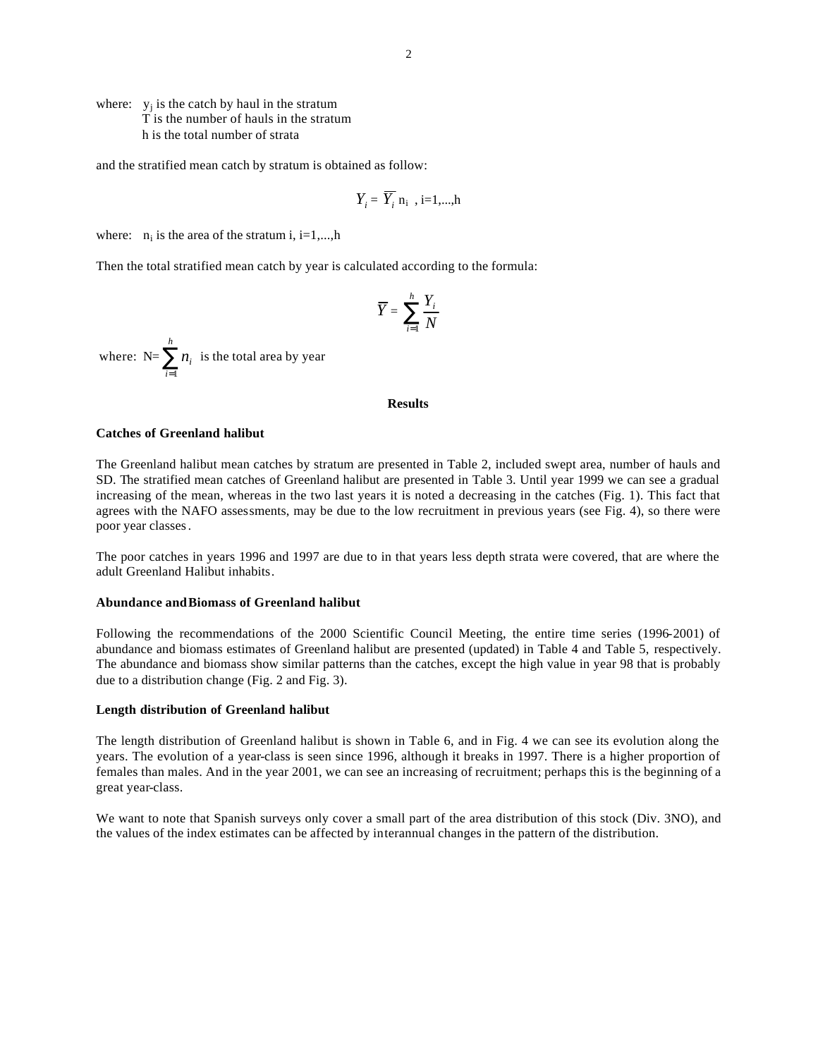where: $y_j$ is the catch by haul in the stratum
T is the number of hauls in the stratum
h is the total number of strata

and the stratified mean catch by stratum is obtained as follow:

$$Y_i = \overline{Y_i}\, n_i \;, \; i=1,...,h$$

where: $n_i$ is the area of the stratum i, i=1,...,h

Then the total stratified mean catch by year is calculated according to the formula:

$$\overline{Y} = \sum_{i=1}^{h} \frac{Y_i}{N}$$

where: $N=\sum_{i=1}^{h} n_i$ is the total area by year

## Results

### Catches of Greenland halibut

The Greenland halibut mean catches by stratum are presented in Table 2, included swept area, number of hauls and SD. The stratified mean catches of Greenland halibut are presented in Table 3. Until year 1999 we can see a gradual increasing of the mean, whereas in the two last years it is noted a decreasing in the catches (Fig. 1). This fact that agrees with the NAFO assessments, may be due to the low recruitment in previous years (see Fig. 4), so there were poor year classes.

The poor catches in years 1996 and 1997 are due to in that years less depth strata were covered, that are where the adult Greenland Halibut inhabits.

### Abundance and Biomass of Greenland halibut

Following the recommendations of the 2000 Scientific Council Meeting, the entire time series (1996-2001) of abundance and biomass estimates of Greenland halibut are presented (updated) in Table 4 and Table 5, respectively. The abundance and biomass show similar patterns than the catches, except the high value in year 98 that is probably due to a distribution change (Fig. 2 and Fig. 3).

### Length distribution of Greenland halibut

The length distribution of Greenland halibut is shown in Table 6, and in Fig. 4 we can see its evolution along the years. The evolution of a year-class is seen since 1996, although it breaks in 1997. There is a higher proportion of females than males. And in the year 2001, we can see an increasing of recruitment; perhaps this is the beginning of a great year-class.

We want to note that Spanish surveys only cover a small part of the area distribution of this stock (Div. 3NO), and the values of the index estimates can be affected by interannual changes in the pattern of the distribution.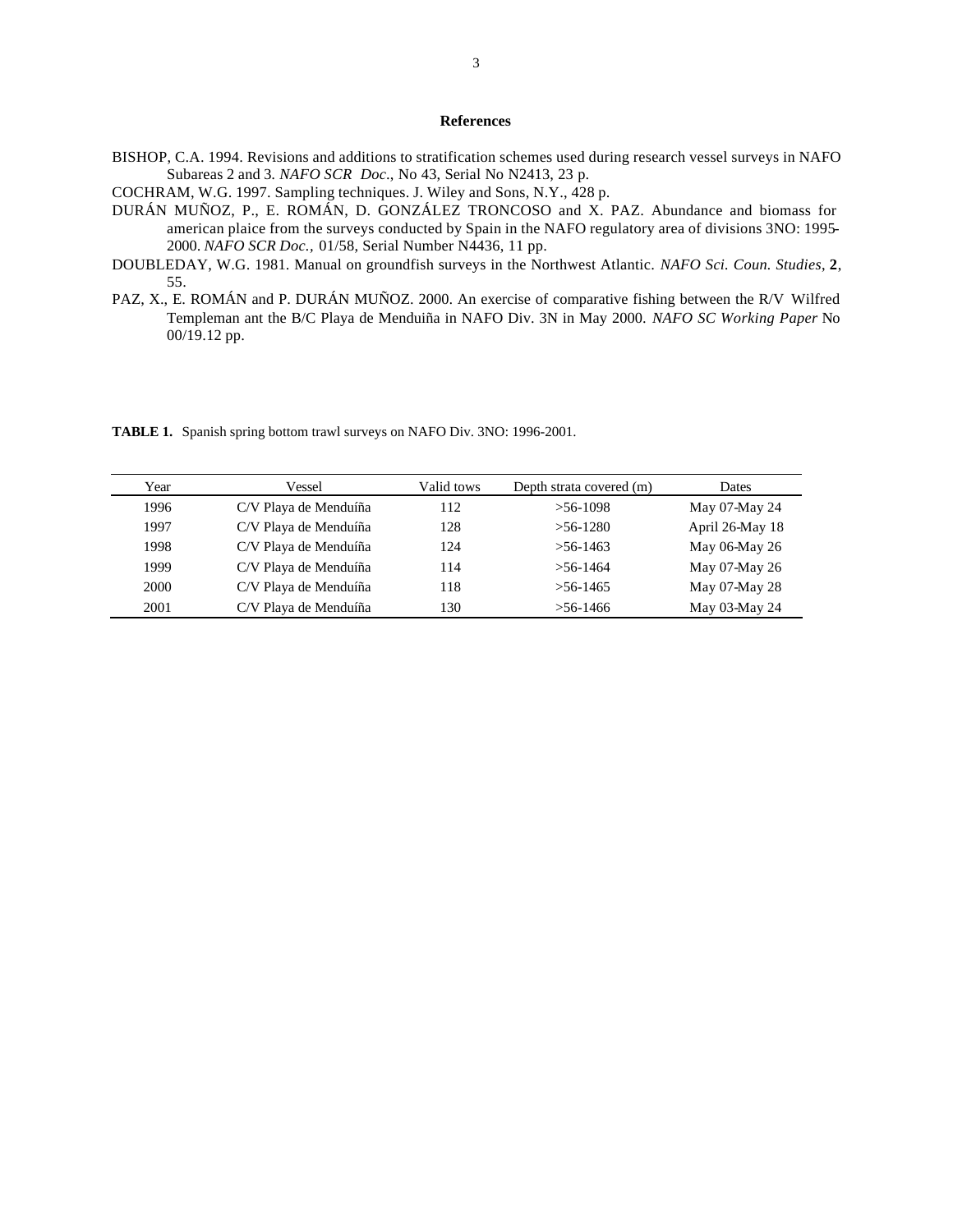## References

BISHOP, C.A. 1994. Revisions and additions to stratification schemes used during research vessel surveys in NAFO Subareas 2 and 3. *NAFO SCR Doc.*, No 43, Serial No N2413, 23 p.

COCHRAM, W.G. 1997. Sampling techniques. J. Wiley and Sons, N.Y., 428 p.

DURÁN MUÑOZ, P., E. ROMÁN, D. GONZÁLEZ TRONCOSO and X. PAZ. Abundance and biomass for american plaice from the surveys conducted by Spain in the NAFO regulatory area of divisions 3NO: 1995-2000. *NAFO SCR Doc.*, 01/58, Serial Number N4436, 11 pp.

DOUBLEDAY, W.G. 1981. Manual on groundfish surveys in the Northwest Atlantic. *NAFO Sci. Coun. Studies*, **2**, 55.

PAZ, X., E. ROMÁN and P. DURÁN MUÑOZ. 2000. An exercise of comparative fishing between the R/V Wilfred Templeman ant the B/C Playa de Menduiña in NAFO Div. 3N in May 2000. *NAFO SC Working Paper* No 00/19.12 pp.

**TABLE 1.** Spanish spring bottom trawl surveys on NAFO Div. 3NO: 1996-2001.

| Year | Vessel | Valid tows | Depth strata covered (m) | Dates |
|---|---|---|---|---|
| 1996 | C/V Playa de Menduíña | 112 | >56-1098 | May 07-May 24 |
| 1997 | C/V Playa de Menduíña | 128 | >56-1280 | April 26-May 18 |
| 1998 | C/V Playa de Menduíña | 124 | >56-1463 | May 06-May 26 |
| 1999 | C/V Playa de Menduíña | 114 | >56-1464 | May 07-May 26 |
| 2000 | C/V Playa de Menduíña | 118 | >56-1465 | May 07-May 28 |
| 2001 | C/V Playa de Menduíña | 130 | >56-1466 | May 03-May 24 |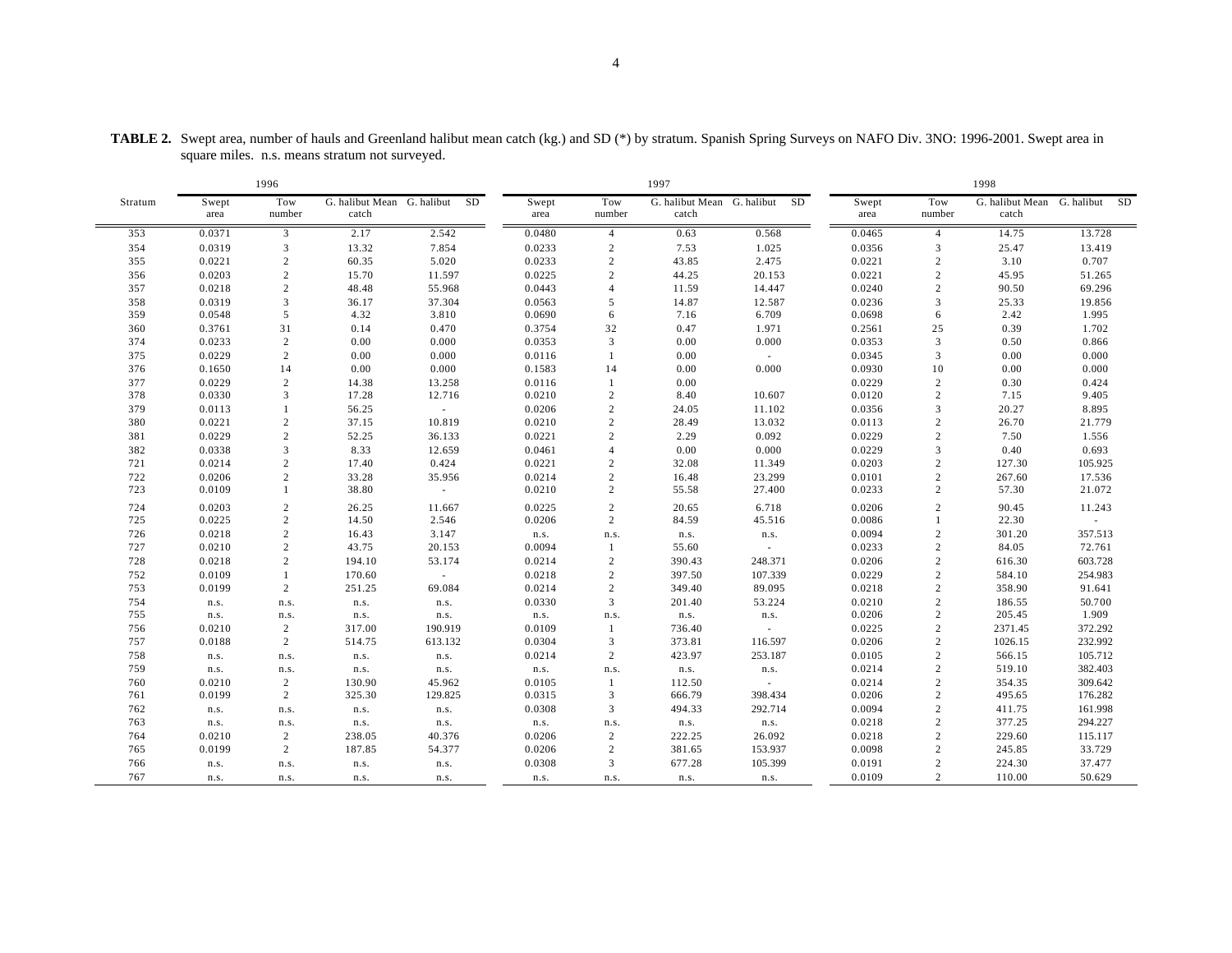**TABLE 2.** Swept area, number of hauls and Greenland halibut mean catch (kg.) and SD (*) by stratum. Spanish Spring Surveys on NAFO Div. 3NO: 1996-2001. Swept area in square miles. n.s. means stratum not surveyed.

| Stratum | 1996 | | | | 1997 | | | | 1998 | | | |
|---|---|---|---|---|---|---|---|---|---|---|---|---|
| | Swept area | Tow number | G. halibut Mean catch | G. halibut SD | Swept area | Tow number | G. halibut Mean catch | G. halibut SD | Swept area | Tow number | G. halibut Mean catch | G. halibut SD |
| 353 | 0.0371 | 3 | 2.17 | 2.542 | 0.0480 | 4 | 0.63 | 0.568 | 0.0465 | 4 | 14.75 | 13.728 |
| 354 | 0.0319 | 3 | 13.32 | 7.854 | 0.0233 | 2 | 7.53 | 1.025 | 0.0356 | 3 | 25.47 | 13.419 |
| 355 | 0.0221 | 2 | 60.35 | 5.020 | 0.0233 | 2 | 43.85 | 2.475 | 0.0221 | 2 | 3.10 | 0.707 |
| 356 | 0.0203 | 2 | 15.70 | 11.597 | 0.0225 | 2 | 44.25 | 20.153 | 0.0221 | 2 | 45.95 | 51.265 |
| 357 | 0.0218 | 2 | 48.48 | 55.968 | 0.0443 | 4 | 11.59 | 14.447 | 0.0240 | 2 | 90.50 | 69.296 |
| 358 | 0.0319 | 3 | 36.17 | 37.304 | 0.0563 | 5 | 14.87 | 12.587 | 0.0236 | 3 | 25.33 | 19.856 |
| 359 | 0.0548 | 5 | 4.32 | 3.810 | 0.0690 | 6 | 7.16 | 6.709 | 0.0698 | 6 | 2.42 | 1.995 |
| 360 | 0.3761 | 31 | 0.14 | 0.470 | 0.3754 | 32 | 0.47 | 1.971 | 0.2561 | 25 | 0.39 | 1.702 |
| 374 | 0.0233 | 2 | 0.00 | 0.000 | 0.0353 | 3 | 0.00 | 0.000 | 0.0353 | 3 | 0.50 | 0.866 |
| 375 | 0.0229 | 2 | 0.00 | 0.000 | 0.0116 | 1 | 0.00 | - | 0.0345 | 3 | 0.00 | 0.000 |
| 376 | 0.1650 | 14 | 0.00 | 0.000 | 0.1583 | 14 | 0.00 | 0.000 | 0.0930 | 10 | 0.00 | 0.000 |
| 377 | 0.0229 | 2 | 14.38 | 13.258 | 0.0116 | 1 | 0.00 | | 0.0229 | 2 | 0.30 | 0.424 |
| 378 | 0.0330 | 3 | 17.28 | 12.716 | 0.0210 | 2 | 8.40 | 10.607 | 0.0120 | 2 | 7.15 | 9.405 |
| 379 | 0.0113 | 1 | 56.25 | - | 0.0206 | 2 | 24.05 | 11.102 | 0.0356 | 3 | 20.27 | 8.895 |
| 380 | 0.0221 | 2 | 37.15 | 10.819 | 0.0210 | 2 | 28.49 | 13.032 | 0.0113 | 2 | 26.70 | 21.779 |
| 381 | 0.0229 | 2 | 52.25 | 36.133 | 0.0221 | 2 | 2.29 | 0.092 | 0.0229 | 2 | 7.50 | 1.556 |
| 382 | 0.0338 | 3 | 8.33 | 12.659 | 0.0461 | 4 | 0.00 | 0.000 | 0.0229 | 3 | 0.40 | 0.693 |
| 721 | 0.0214 | 2 | 17.40 | 0.424 | 0.0221 | 2 | 32.08 | 11.349 | 0.0203 | 2 | 127.30 | 105.925 |
| 722 | 0.0206 | 2 | 33.28 | 35.956 | 0.0214 | 2 | 16.48 | 23.299 | 0.0101 | 2 | 267.60 | 17.536 |
| 723 | 0.0109 | 1 | 38.80 | - | 0.0210 | 2 | 55.58 | 27.400 | 0.0233 | 2 | 57.30 | 21.072 |
| 724 | 0.0203 | 2 | 26.25 | 11.667 | 0.0225 | 2 | 20.65 | 6.718 | 0.0206 | 2 | 90.45 | 11.243 |
| 725 | 0.0225 | 2 | 14.50 | 2.546 | 0.0206 | 2 | 84.59 | 45.516 | 0.0086 | 1 | 22.30 | - |
| 726 | 0.0218 | 2 | 16.43 | 3.147 | n.s. | n.s. | n.s. | n.s. | 0.0094 | 2 | 301.20 | 357.513 |
| 727 | 0.0210 | 2 | 43.75 | 20.153 | 0.0094 | 1 | 55.60 | - | 0.0233 | 2 | 84.05 | 72.761 |
| 728 | 0.0218 | 2 | 194.10 | 53.174 | 0.0214 | 2 | 390.43 | 248.371 | 0.0206 | 2 | 616.30 | 603.728 |
| 752 | 0.0109 | 1 | 170.60 | - | 0.0218 | 2 | 397.50 | 107.339 | 0.0229 | 2 | 584.10 | 254.983 |
| 753 | 0.0199 | 2 | 251.25 | 69.084 | 0.0214 | 2 | 349.40 | 89.095 | 0.0218 | 2 | 358.90 | 91.641 |
| 754 | n.s. | n.s. | n.s. | n.s. | 0.0330 | 3 | 201.40 | 53.224 | 0.0210 | 2 | 186.55 | 50.700 |
| 755 | n.s. | n.s. | n.s. | n.s. | n.s. | n.s. | n.s. | n.s. | 0.0206 | 2 | 205.45 | 1.909 |
| 756 | 0.0210 | 2 | 317.00 | 190.919 | 0.0109 | 1 | 736.40 | - | 0.0225 | 2 | 2371.45 | 372.292 |
| 757 | 0.0188 | 2 | 514.75 | 613.132 | 0.0304 | 3 | 373.81 | 116.597 | 0.0206 | 2 | 1026.15 | 232.992 |
| 758 | n.s. | n.s. | n.s. | n.s. | 0.0214 | 2 | 423.97 | 253.187 | 0.0105 | 2 | 566.15 | 105.712 |
| 759 | n.s. | n.s. | n.s. | n.s. | n.s. | n.s. | n.s. | n.s. | 0.0214 | 2 | 519.10 | 382.403 |
| 760 | 0.0210 | 2 | 130.90 | 45.962 | 0.0105 | 1 | 112.50 | - | 0.0214 | 2 | 354.35 | 309.642 |
| 761 | 0.0199 | 2 | 325.30 | 129.825 | 0.0315 | 3 | 666.79 | 398.434 | 0.0206 | 2 | 495.65 | 176.282 |
| 762 | n.s. | n.s. | n.s. | n.s. | 0.0308 | 3 | 494.33 | 292.714 | 0.0094 | 2 | 411.75 | 161.998 |
| 763 | n.s. | n.s. | n.s. | n.s. | n.s. | n.s. | n.s. | n.s. | 0.0218 | 2 | 377.25 | 294.227 |
| 764 | 0.0210 | 2 | 238.05 | 40.376 | 0.0206 | 2 | 222.25 | 26.092 | 0.0218 | 2 | 229.60 | 115.117 |
| 765 | 0.0199 | 2 | 187.85 | 54.377 | 0.0206 | 2 | 381.65 | 153.937 | 0.0098 | 2 | 245.85 | 33.729 |
| 766 | n.s. | n.s. | n.s. | n.s. | 0.0308 | 3 | 677.28 | 105.399 | 0.0191 | 2 | 224.30 | 37.477 |
| 767 | n.s. | n.s. | n.s. | n.s. | n.s. | n.s. | n.s. | n.s. | 0.0109 | 2 | 110.00 | 50.629 |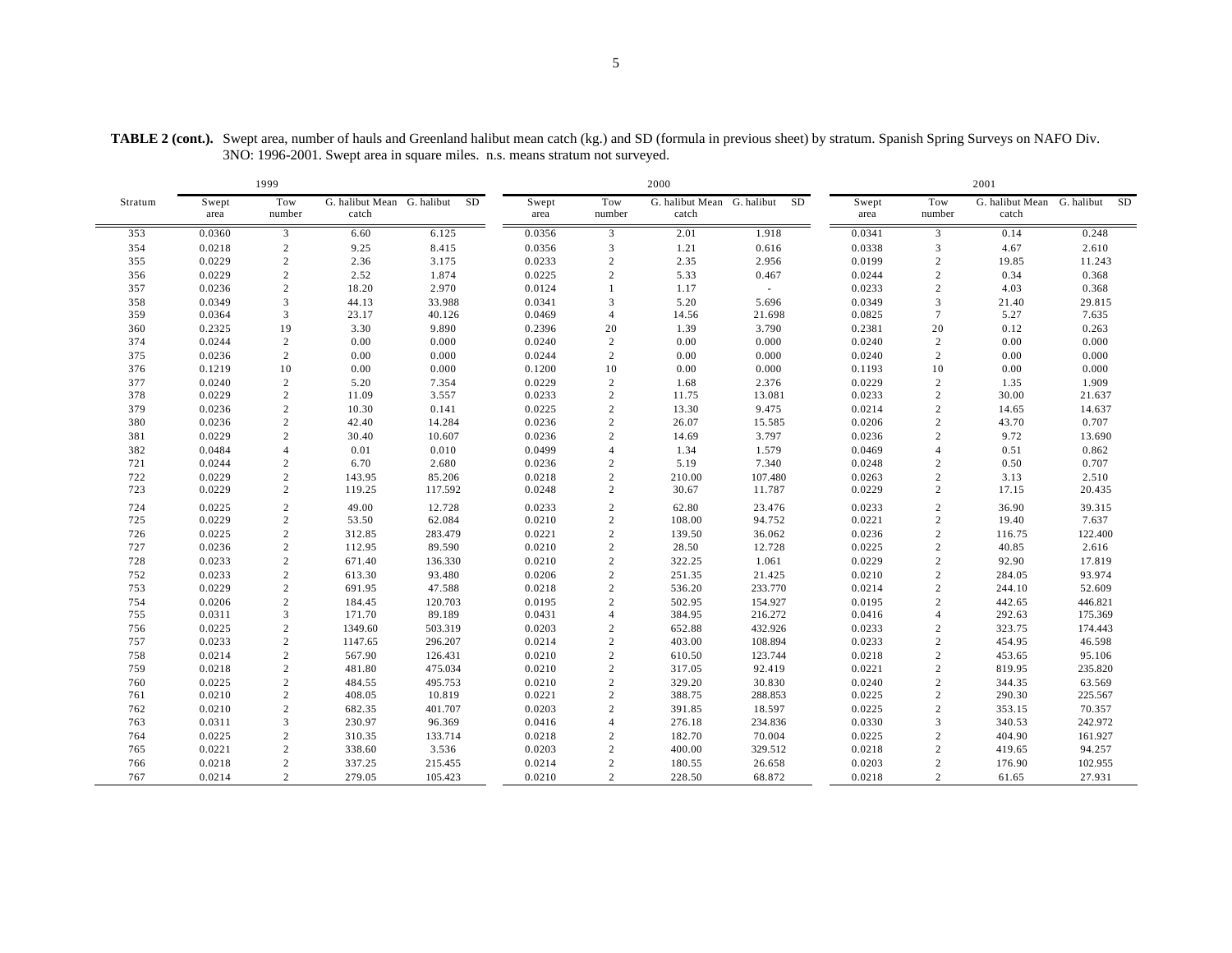**TABLE 2 (cont.).** Swept area, number of hauls and Greenland halibut mean catch (kg.) and SD (formula in previous sheet) by stratum. Spanish Spring Surveys on NAFO Div. 3NO: 1996-2001. Swept area in square miles. n.s. means stratum not surveyed.

| Stratum | 1999 | | | | 2000 | | | | 2001 | | | |
|---|---|---|---|---|---|---|---|---|---|---|---|---|
| | Swept area | Tow number | G. halibut Mean catch | G. halibut SD | Swept area | Tow number | G. halibut Mean catch | G. halibut SD | Swept area | Tow number | G. halibut Mean catch | G. halibut SD |
| 353 | 0.0360 | 3 | 6.60 | 6.125 | 0.0356 | 3 | 2.01 | 1.918 | 0.0341 | 3 | 0.14 | 0.248 |
| 354 | 0.0218 | 2 | 9.25 | 8.415 | 0.0356 | 3 | 1.21 | 0.616 | 0.0338 | 3 | 4.67 | 2.610 |
| 355 | 0.0229 | 2 | 2.36 | 3.175 | 0.0233 | 2 | 2.35 | 2.956 | 0.0199 | 2 | 19.85 | 11.243 |
| 356 | 0.0229 | 2 | 2.52 | 1.874 | 0.0225 | 2 | 5.33 | 0.467 | 0.0244 | 2 | 0.34 | 0.368 |
| 357 | 0.0236 | 2 | 18.20 | 2.970 | 0.0124 | 1 | 1.17 | - | 0.0233 | 2 | 4.03 | 0.368 |
| 358 | 0.0349 | 3 | 44.13 | 33.988 | 0.0341 | 3 | 5.20 | 5.696 | 0.0349 | 3 | 21.40 | 29.815 |
| 359 | 0.0364 | 3 | 23.17 | 40.126 | 0.0469 | 4 | 14.56 | 21.698 | 0.0825 | 7 | 5.27 | 7.635 |
| 360 | 0.2325 | 19 | 3.30 | 9.890 | 0.2396 | 20 | 1.39 | 3.790 | 0.2381 | 20 | 0.12 | 0.263 |
| 374 | 0.0244 | 2 | 0.00 | 0.000 | 0.0240 | 2 | 0.00 | 0.000 | 0.0240 | 2 | 0.00 | 0.000 |
| 375 | 0.0236 | 2 | 0.00 | 0.000 | 0.0244 | 2 | 0.00 | 0.000 | 0.0240 | 2 | 0.00 | 0.000 |
| 376 | 0.1219 | 10 | 0.00 | 0.000 | 0.1200 | 10 | 0.00 | 0.000 | 0.1193 | 10 | 0.00 | 0.000 |
| 377 | 0.0240 | 2 | 5.20 | 7.354 | 0.0229 | 2 | 1.68 | 2.376 | 0.0229 | 2 | 1.35 | 1.909 |
| 378 | 0.0229 | 2 | 11.09 | 3.557 | 0.0233 | 2 | 11.75 | 13.081 | 0.0233 | 2 | 30.00 | 21.637 |
| 379 | 0.0236 | 2 | 10.30 | 0.141 | 0.0225 | 2 | 13.30 | 9.475 | 0.0214 | 2 | 14.65 | 14.637 |
| 380 | 0.0236 | 2 | 42.40 | 14.284 | 0.0236 | 2 | 26.07 | 15.585 | 0.0206 | 2 | 43.70 | 0.707 |
| 381 | 0.0229 | 2 | 30.40 | 10.607 | 0.0236 | 2 | 14.69 | 3.797 | 0.0236 | 2 | 9.72 | 13.690 |
| 382 | 0.0484 | 4 | 0.01 | 0.010 | 0.0499 | 4 | 1.34 | 1.579 | 0.0469 | 4 | 0.51 | 0.862 |
| 721 | 0.0244 | 2 | 6.70 | 2.680 | 0.0236 | 2 | 5.19 | 7.340 | 0.0248 | 2 | 0.50 | 0.707 |
| 722 | 0.0229 | 2 | 143.95 | 85.206 | 0.0218 | 2 | 210.00 | 107.480 | 0.0263 | 2 | 3.13 | 2.510 |
| 723 | 0.0229 | 2 | 119.25 | 117.592 | 0.0248 | 2 | 30.67 | 11.787 | 0.0229 | 2 | 17.15 | 20.435 |
| 724 | 0.0225 | 2 | 49.00 | 12.728 | 0.0233 | 2 | 62.80 | 23.476 | 0.0233 | 2 | 36.90 | 39.315 |
| 725 | 0.0229 | 2 | 53.50 | 62.084 | 0.0210 | 2 | 108.00 | 94.752 | 0.0221 | 2 | 19.40 | 7.637 |
| 726 | 0.0225 | 2 | 312.85 | 283.479 | 0.0221 | 2 | 139.50 | 36.062 | 0.0236 | 2 | 116.75 | 122.400 |
| 727 | 0.0236 | 2 | 112.95 | 89.590 | 0.0210 | 2 | 28.50 | 12.728 | 0.0225 | 2 | 40.85 | 2.616 |
| 728 | 0.0233 | 2 | 671.40 | 136.330 | 0.0210 | 2 | 322.25 | 1.061 | 0.0229 | 2 | 92.90 | 17.819 |
| 752 | 0.0233 | 2 | 613.30 | 93.480 | 0.0206 | 2 | 251.35 | 21.425 | 0.0210 | 2 | 284.05 | 93.974 |
| 753 | 0.0229 | 2 | 691.95 | 47.588 | 0.0218 | 2 | 536.20 | 233.770 | 0.0214 | 2 | 244.10 | 52.609 |
| 754 | 0.0206 | 2 | 184.45 | 120.703 | 0.0195 | 2 | 502.95 | 154.927 | 0.0195 | 2 | 442.65 | 446.821 |
| 755 | 0.0311 | 3 | 171.70 | 89.189 | 0.0431 | 4 | 384.95 | 216.272 | 0.0416 | 4 | 292.63 | 175.369 |
| 756 | 0.0225 | 2 | 1349.60 | 503.319 | 0.0203 | 2 | 652.88 | 432.926 | 0.0233 | 2 | 323.75 | 174.443 |
| 757 | 0.0233 | 2 | 1147.65 | 296.207 | 0.0214 | 2 | 403.00 | 108.894 | 0.0233 | 2 | 454.95 | 46.598 |
| 758 | 0.0214 | 2 | 567.90 | 126.431 | 0.0210 | 2 | 610.50 | 123.744 | 0.0218 | 2 | 453.65 | 95.106 |
| 759 | 0.0218 | 2 | 481.80 | 475.034 | 0.0210 | 2 | 317.05 | 92.419 | 0.0221 | 2 | 819.95 | 235.820 |
| 760 | 0.0225 | 2 | 484.55 | 495.753 | 0.0210 | 2 | 329.20 | 30.830 | 0.0240 | 2 | 344.35 | 63.569 |
| 761 | 0.0210 | 2 | 408.05 | 10.819 | 0.0221 | 2 | 388.75 | 288.853 | 0.0225 | 2 | 290.30 | 225.567 |
| 762 | 0.0210 | 2 | 682.35 | 401.707 | 0.0203 | 2 | 391.85 | 18.597 | 0.0225 | 2 | 353.15 | 70.357 |
| 763 | 0.0311 | 3 | 230.97 | 96.369 | 0.0416 | 4 | 276.18 | 234.836 | 0.0330 | 3 | 340.53 | 242.972 |
| 764 | 0.0225 | 2 | 310.35 | 133.714 | 0.0218 | 2 | 182.70 | 70.004 | 0.0225 | 2 | 404.90 | 161.927 |
| 765 | 0.0221 | 2 | 338.60 | 3.536 | 0.0203 | 2 | 400.00 | 329.512 | 0.0218 | 2 | 419.65 | 94.257 |
| 766 | 0.0218 | 2 | 337.25 | 215.455 | 0.0214 | 2 | 180.55 | 26.658 | 0.0203 | 2 | 176.90 | 102.955 |
| 767 | 0.0214 | 2 | 279.05 | 105.423 | 0.0210 | 2 | 228.50 | 68.872 | 0.0218 | 2 | 61.65 | 27.931 |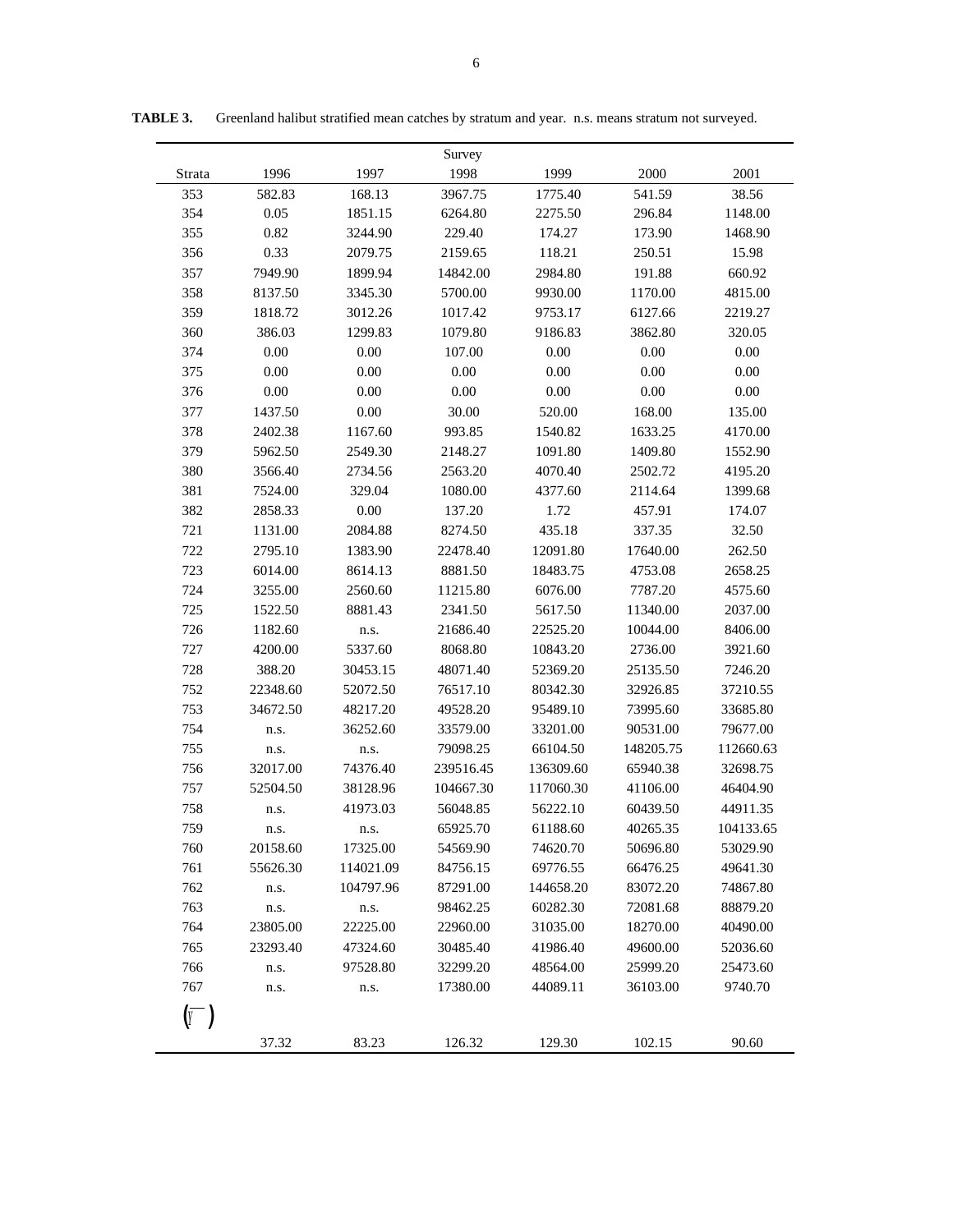**TABLE 3.** Greenland halibut stratified mean catches by stratum and year. n.s. means stratum not surveyed.

| Strata | Survey 1996 | 1997 | 1998 | 1999 | 2000 | 2001 |
|---|---|---|---|---|---|---|
| 353 | 582.83 | 168.13 | 3967.75 | 1775.40 | 541.59 | 38.56 |
| 354 | 0.05 | 1851.15 | 6264.80 | 2275.50 | 296.84 | 1148.00 |
| 355 | 0.82 | 3244.90 | 229.40 | 174.27 | 173.90 | 1468.90 |
| 356 | 0.33 | 2079.75 | 2159.65 | 118.21 | 250.51 | 15.98 |
| 357 | 7949.90 | 1899.94 | 14842.00 | 2984.80 | 191.88 | 660.92 |
| 358 | 8137.50 | 3345.30 | 5700.00 | 9930.00 | 1170.00 | 4815.00 |
| 359 | 1818.72 | 3012.26 | 1017.42 | 9753.17 | 6127.66 | 2219.27 |
| 360 | 386.03 | 1299.83 | 1079.80 | 9186.83 | 3862.80 | 320.05 |
| 374 | 0.00 | 0.00 | 107.00 | 0.00 | 0.00 | 0.00 |
| 375 | 0.00 | 0.00 | 0.00 | 0.00 | 0.00 | 0.00 |
| 376 | 0.00 | 0.00 | 0.00 | 0.00 | 0.00 | 0.00 |
| 377 | 1437.50 | 0.00 | 30.00 | 520.00 | 168.00 | 135.00 |
| 378 | 2402.38 | 1167.60 | 993.85 | 1540.82 | 1633.25 | 4170.00 |
| 379 | 5962.50 | 2549.30 | 2148.27 | 1091.80 | 1409.80 | 1552.90 |
| 380 | 3566.40 | 2734.56 | 2563.20 | 4070.40 | 2502.72 | 4195.20 |
| 381 | 7524.00 | 329.04 | 1080.00 | 4377.60 | 2114.64 | 1399.68 |
| 382 | 2858.33 | 0.00 | 137.20 | 1.72 | 457.91 | 174.07 |
| 721 | 1131.00 | 2084.88 | 8274.50 | 435.18 | 337.35 | 32.50 |
| 722 | 2795.10 | 1383.90 | 22478.40 | 12091.80 | 17640.00 | 262.50 |
| 723 | 6014.00 | 8614.13 | 8881.50 | 18483.75 | 4753.08 | 2658.25 |
| 724 | 3255.00 | 2560.60 | 11215.80 | 6076.00 | 7787.20 | 4575.60 |
| 725 | 1522.50 | 8881.43 | 2341.50 | 5617.50 | 11340.00 | 2037.00 |
| 726 | 1182.60 | n.s. | 21686.40 | 22525.20 | 10044.00 | 8406.00 |
| 727 | 4200.00 | 5337.60 | 8068.80 | 10843.20 | 2736.00 | 3921.60 |
| 728 | 388.20 | 30453.15 | 48071.40 | 52369.20 | 25135.50 | 7246.20 |
| 752 | 22348.60 | 52072.50 | 76517.10 | 80342.30 | 32926.85 | 37210.55 |
| 753 | 34672.50 | 48217.20 | 49528.20 | 95489.10 | 73995.60 | 33685.80 |
| 754 | n.s. | 36252.60 | 33579.00 | 33201.00 | 90531.00 | 79677.00 |
| 755 | n.s. | n.s. | 79098.25 | 66104.50 | 148205.75 | 112660.63 |
| 756 | 32017.00 | 74376.40 | 239516.45 | 136309.60 | 65940.38 | 32698.75 |
| 757 | 52504.50 | 38128.96 | 104667.30 | 117060.30 | 41106.00 | 46404.90 |
| 758 | n.s. | 41973.03 | 56048.85 | 56222.10 | 60439.50 | 44911.35 |
| 759 | n.s. | n.s. | 65925.70 | 61188.60 | 40265.35 | 104133.65 |
| 760 | 20158.60 | 17325.00 | 54569.90 | 74620.70 | 50696.80 | 53029.90 |
| 761 | 55626.30 | 114021.09 | 84756.15 | 69776.55 | 66476.25 | 49641.30 |
| 762 | n.s. | 104797.96 | 87291.00 | 144658.20 | 83072.20 | 74867.80 |
| 763 | n.s. | n.s. | 98462.25 | 60282.30 | 72081.68 | 88879.20 |
| 764 | 23805.00 | 22225.00 | 22960.00 | 31035.00 | 18270.00 | 40490.00 |
| 765 | 23293.40 | 47324.60 | 30485.40 | 41986.40 | 49600.00 | 52036.60 |
| 766 | n.s. | 97528.80 | 32299.20 | 48564.00 | 25999.20 | 25473.60 |
| 767 | n.s. | n.s. | 17380.00 | 44089.11 | 36103.00 | 9740.70 |
| $(\bar{Y})$ | 37.32 | 83.23 | 126.32 | 129.30 | 102.15 | 90.60 |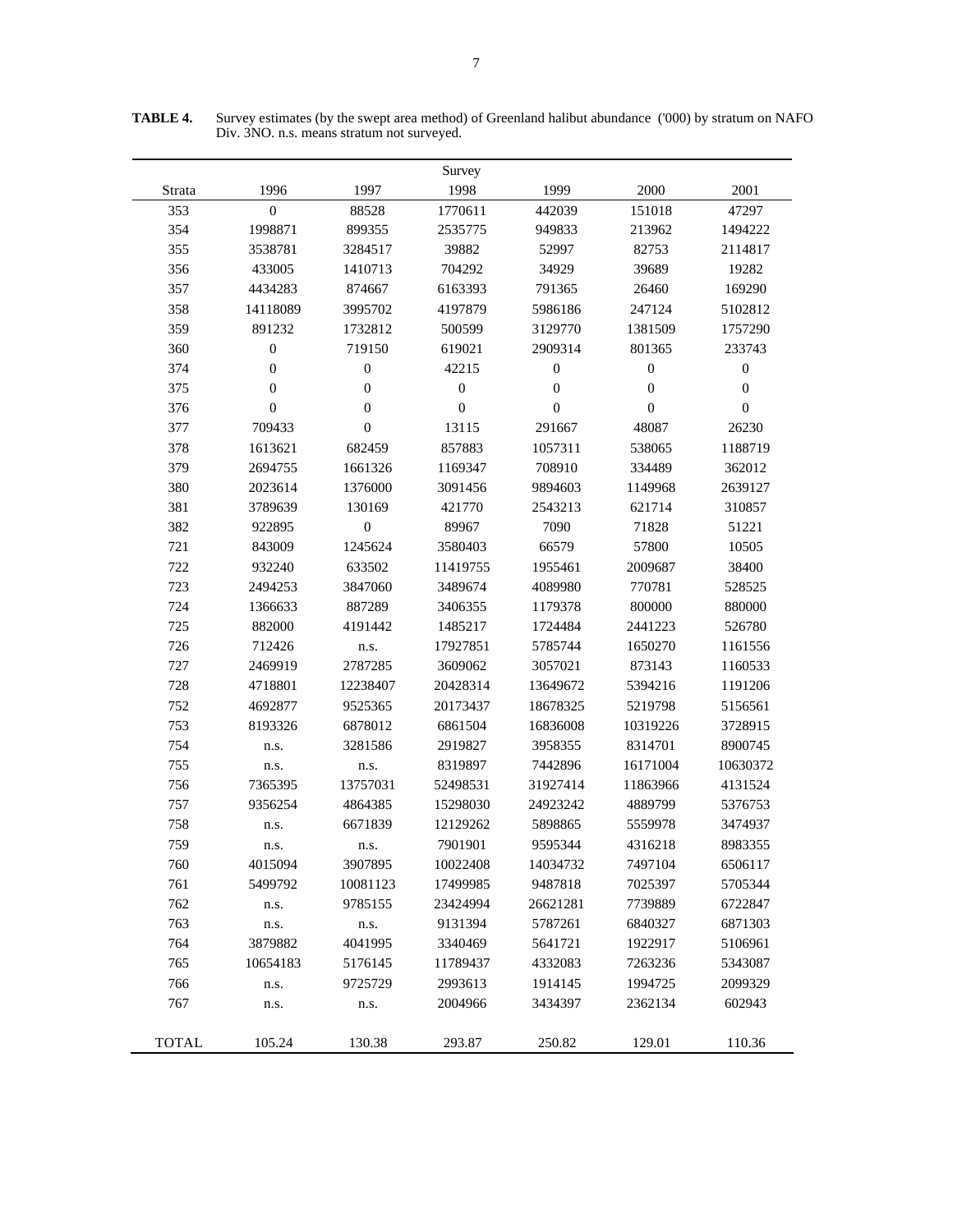**TABLE 4.** Survey estimates (by the swept area method) of Greenland halibut abundance ('000) by stratum on NAFO Div. 3NO. n.s. means stratum not surveyed.

| | | | Survey | | | |
|---|---|---|---|---|---|---|
| Strata | 1996 | 1997 | 1998 | 1999 | 2000 | 2001 |
| 353 | 0 | 88528 | 1770611 | 442039 | 151018 | 47297 |
| 354 | 1998871 | 899355 | 2535775 | 949833 | 213962 | 1494222 |
| 355 | 3538781 | 3284517 | 39882 | 52997 | 82753 | 2114817 |
| 356 | 433005 | 1410713 | 704292 | 34929 | 39689 | 19282 |
| 357 | 4434283 | 874667 | 6163393 | 791365 | 26460 | 169290 |
| 358 | 14118089 | 3995702 | 4197879 | 5986186 | 247124 | 5102812 |
| 359 | 891232 | 1732812 | 500599 | 3129770 | 1381509 | 1757290 |
| 360 | 0 | 719150 | 619021 | 2909314 | 801365 | 233743 |
| 374 | 0 | 0 | 42215 | 0 | 0 | 0 |
| 375 | 0 | 0 | 0 | 0 | 0 | 0 |
| 376 | 0 | 0 | 0 | 0 | 0 | 0 |
| 377 | 709433 | 0 | 13115 | 291667 | 48087 | 26230 |
| 378 | 1613621 | 682459 | 857883 | 1057311 | 538065 | 1188719 |
| 379 | 2694755 | 1661326 | 1169347 | 708910 | 334489 | 362012 |
| 380 | 2023614 | 1376000 | 3091456 | 9894603 | 1149968 | 2639127 |
| 381 | 3789639 | 130169 | 421770 | 2543213 | 621714 | 310857 |
| 382 | 922895 | 0 | 89967 | 7090 | 71828 | 51221 |
| 721 | 843009 | 1245624 | 3580403 | 66579 | 57800 | 10505 |
| 722 | 932240 | 633502 | 11419755 | 1955461 | 2009687 | 38400 |
| 723 | 2494253 | 3847060 | 3489674 | 4089980 | 770781 | 528525 |
| 724 | 1366633 | 887289 | 3406355 | 1179378 | 800000 | 880000 |
| 725 | 882000 | 4191442 | 1485217 | 1724484 | 2441223 | 526780 |
| 726 | 712426 | n.s. | 17927851 | 5785744 | 1650270 | 1161556 |
| 727 | 2469919 | 2787285 | 3609062 | 3057021 | 873143 | 1160533 |
| 728 | 4718801 | 12238407 | 20428314 | 13649672 | 5394216 | 1191206 |
| 752 | 4692877 | 9525365 | 20173437 | 18678325 | 5219798 | 5156561 |
| 753 | 8193326 | 6878012 | 6861504 | 16836008 | 10319226 | 3728915 |
| 754 | n.s. | 3281586 | 2919827 | 3958355 | 8314701 | 8900745 |
| 755 | n.s. | n.s. | 8319897 | 7442896 | 16171004 | 10630372 |
| 756 | 7365395 | 13757031 | 52498531 | 31927414 | 11863966 | 4131524 |
| 757 | 9356254 | 4864385 | 15298030 | 24923242 | 4889799 | 5376753 |
| 758 | n.s. | 6671839 | 12129262 | 5898865 | 5559978 | 3474937 |
| 759 | n.s. | n.s. | 7901901 | 9595344 | 4316218 | 8983355 |
| 760 | 4015094 | 3907895 | 10022408 | 14034732 | 7497104 | 6506117 |
| 761 | 5499792 | 10081123 | 17499985 | 9487818 | 7025397 | 5705344 |
| 762 | n.s. | 9785155 | 23424994 | 26621281 | 7739889 | 6722847 |
| 763 | n.s. | n.s. | 9131394 | 5787261 | 6840327 | 6871303 |
| 764 | 3879882 | 4041995 | 3340469 | 5641721 | 1922917 | 5106961 |
| 765 | 10654183 | 5176145 | 11789437 | 4332083 | 7263236 | 5343087 |
| 766 | n.s. | 9725729 | 2993613 | 1914145 | 1994725 | 2099329 |
| 767 | n.s. | n.s. | 2004966 | 3434397 | 2362134 | 602943 |
| TOTAL | 105.24 | 130.38 | 293.87 | 250.82 | 129.01 | 110.36 |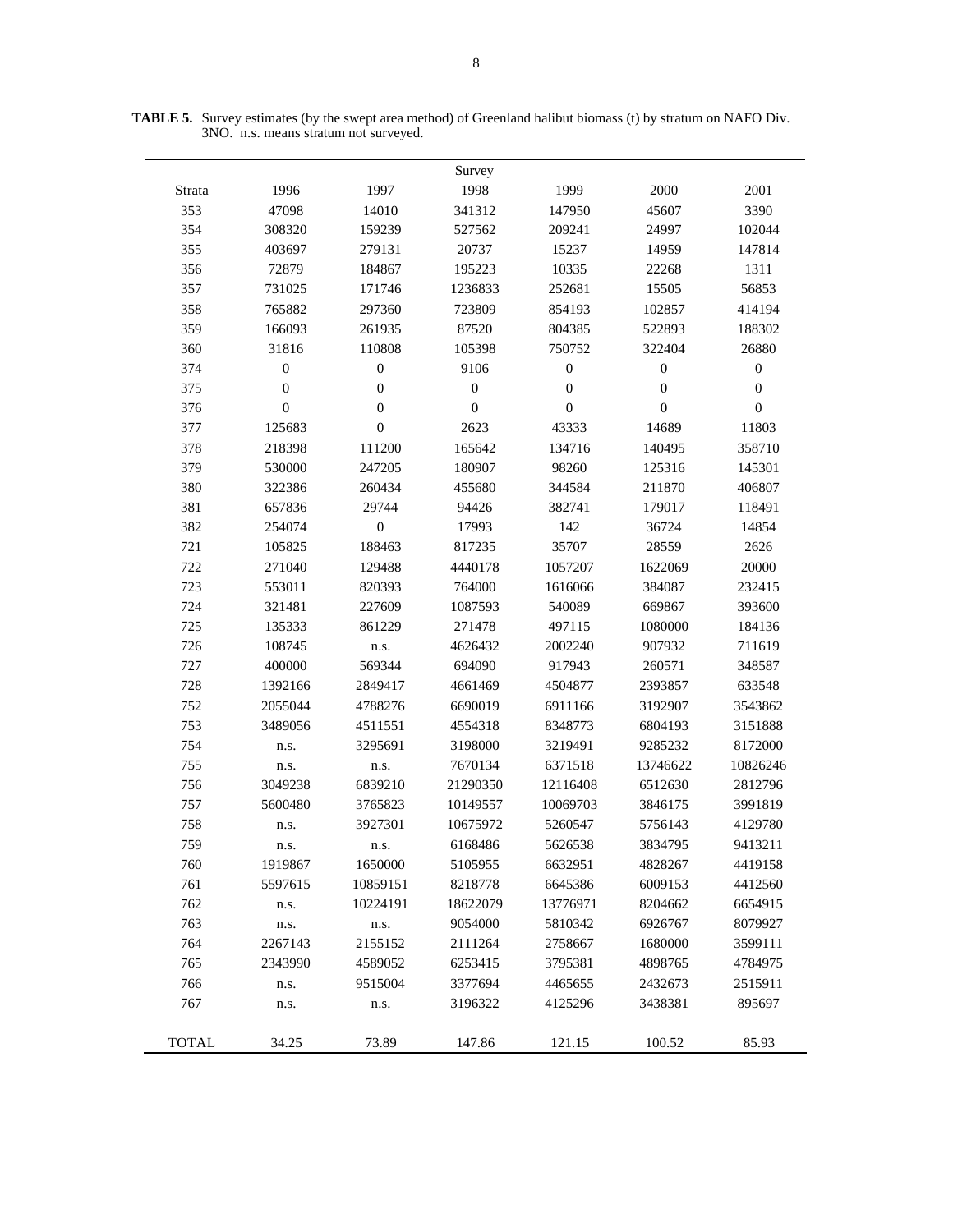**TABLE 5.** Survey estimates (by the swept area method) of Greenland halibut biomass (t) by stratum on NAFO Div. 3NO. n.s. means stratum not surveyed.

| | Survey | | | | | |
|---|---|---|---|---|---|---|
| Strata | 1996 | 1997 | 1998 | 1999 | 2000 | 2001 |
| 353 | 47098 | 14010 | 341312 | 147950 | 45607 | 3390 |
| 354 | 308320 | 159239 | 527562 | 209241 | 24997 | 102044 |
| 355 | 403697 | 279131 | 20737 | 15237 | 14959 | 147814 |
| 356 | 72879 | 184867 | 195223 | 10335 | 22268 | 1311 |
| 357 | 731025 | 171746 | 1236833 | 252681 | 15505 | 56853 |
| 358 | 765882 | 297360 | 723809 | 854193 | 102857 | 414194 |
| 359 | 166093 | 261935 | 87520 | 804385 | 522893 | 188302 |
| 360 | 31816 | 110808 | 105398 | 750752 | 322404 | 26880 |
| 374 | 0 | 0 | 9106 | 0 | 0 | 0 |
| 375 | 0 | 0 | 0 | 0 | 0 | 0 |
| 376 | 0 | 0 | 0 | 0 | 0 | 0 |
| 377 | 125683 | 0 | 2623 | 43333 | 14689 | 11803 |
| 378 | 218398 | 111200 | 165642 | 134716 | 140495 | 358710 |
| 379 | 530000 | 247205 | 180907 | 98260 | 125316 | 145301 |
| 380 | 322386 | 260434 | 455680 | 344584 | 211870 | 406807 |
| 381 | 657836 | 29744 | 94426 | 382741 | 179017 | 118491 |
| 382 | 254074 | 0 | 17993 | 142 | 36724 | 14854 |
| 721 | 105825 | 188463 | 817235 | 35707 | 28559 | 2626 |
| 722 | 271040 | 129488 | 4440178 | 1057207 | 1622069 | 20000 |
| 723 | 553011 | 820393 | 764000 | 1616066 | 384087 | 232415 |
| 724 | 321481 | 227609 | 1087593 | 540089 | 669867 | 393600 |
| 725 | 135333 | 861229 | 271478 | 497115 | 1080000 | 184136 |
| 726 | 108745 | n.s. | 4626432 | 2002240 | 907932 | 711619 |
| 727 | 400000 | 569344 | 694090 | 917943 | 260571 | 348587 |
| 728 | 1392166 | 2849417 | 4661469 | 4504877 | 2393857 | 633548 |
| 752 | 2055044 | 4788276 | 6690019 | 6911166 | 3192907 | 3543862 |
| 753 | 3489056 | 4511551 | 4554318 | 8348773 | 6804193 | 3151888 |
| 754 | n.s. | 3295691 | 3198000 | 3219491 | 9285232 | 8172000 |
| 755 | n.s. | n.s. | 7670134 | 6371518 | 13746622 | 10826246 |
| 756 | 3049238 | 6839210 | 21290350 | 12116408 | 6512630 | 2812796 |
| 757 | 5600480 | 3765823 | 10149557 | 10069703 | 3846175 | 3991819 |
| 758 | n.s. | 3927301 | 10675972 | 5260547 | 5756143 | 4129780 |
| 759 | n.s. | n.s. | 6168486 | 5626538 | 3834795 | 9413211 |
| 760 | 1919867 | 1650000 | 5105955 | 6632951 | 4828267 | 4419158 |
| 761 | 5597615 | 10859151 | 8218778 | 6645386 | 6009153 | 4412560 |
| 762 | n.s. | 10224191 | 18622079 | 13776971 | 8204662 | 6654915 |
| 763 | n.s. | n.s. | 9054000 | 5810342 | 6926767 | 8079927 |
| 764 | 2267143 | 2155152 | 2111264 | 2758667 | 1680000 | 3599111 |
| 765 | 2343990 | 4589052 | 6253415 | 3795381 | 4898765 | 4784975 |
| 766 | n.s. | 9515004 | 3377694 | 4465655 | 2432673 | 2515911 |
| 767 | n.s. | n.s. | 3196322 | 4125296 | 3438381 | 895697 |
| TOTAL | 34.25 | 73.89 | 147.86 | 121.15 | 100.52 | 85.93 |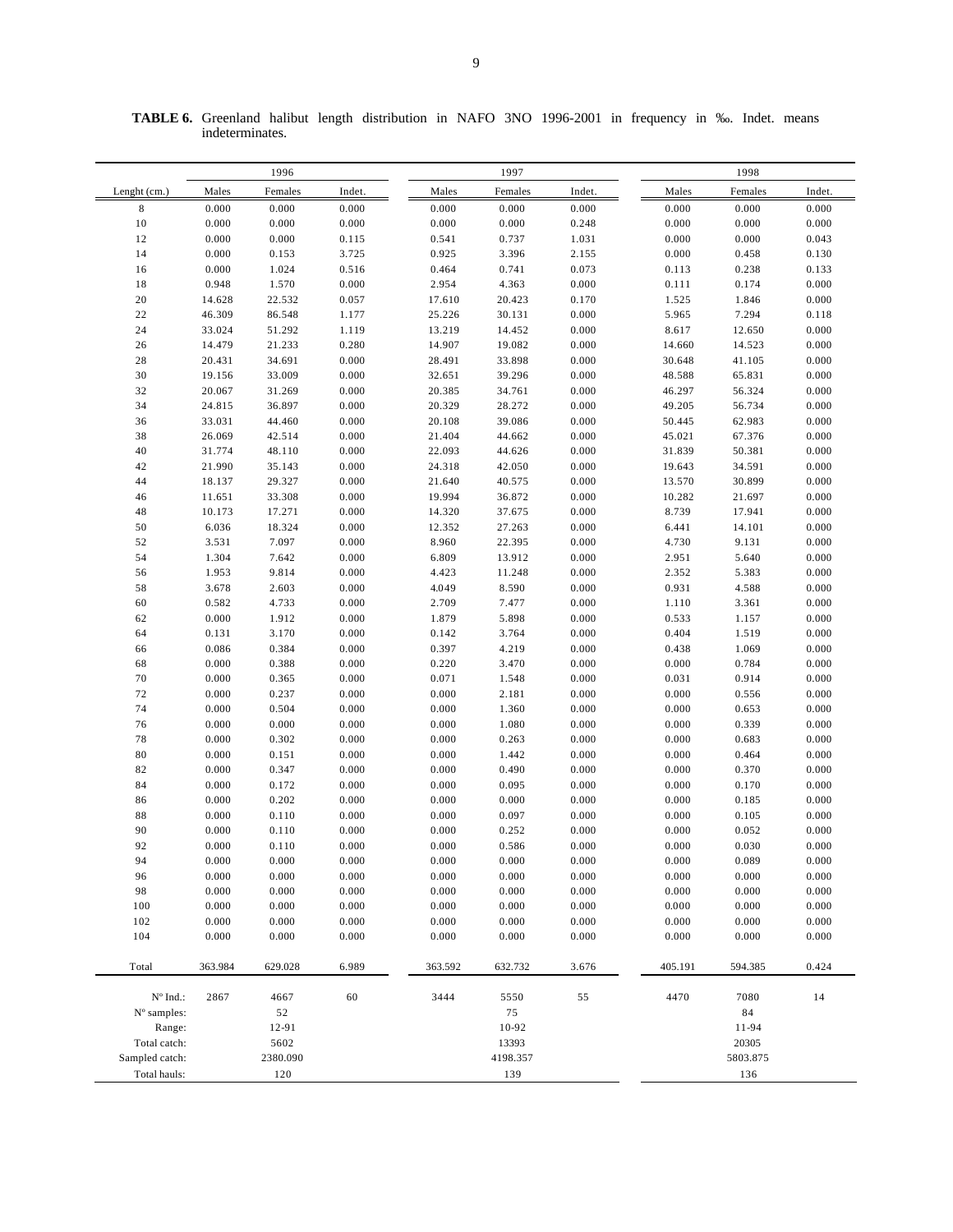**TABLE 6.** Greenland halibut length distribution in NAFO 3NO 1996-2001 in frequency in ‰. Indet. means indeterminates.

| | 1996 | | | 1997 | | | 1998 | | |
|---|---|---|---|---|---|---|---|---|---|
| Lenght (cm.) | Males | Females | Indet. | Males | Females | Indet. | Males | Females | Indet. |
| 8 | 0.000 | 0.000 | 0.000 | 0.000 | 0.000 | 0.000 | 0.000 | 0.000 | 0.000 |
| 10 | 0.000 | 0.000 | 0.000 | 0.000 | 0.000 | 0.248 | 0.000 | 0.000 | 0.000 |
| 12 | 0.000 | 0.000 | 0.115 | 0.541 | 0.737 | 1.031 | 0.000 | 0.000 | 0.043 |
| 14 | 0.000 | 0.153 | 3.725 | 0.925 | 3.396 | 2.155 | 0.000 | 0.458 | 0.130 |
| 16 | 0.000 | 1.024 | 0.516 | 0.464 | 0.741 | 0.073 | 0.113 | 0.238 | 0.133 |
| 18 | 0.948 | 1.570 | 0.000 | 2.954 | 4.363 | 0.000 | 0.111 | 0.174 | 0.000 |
| 20 | 14.628 | 22.532 | 0.057 | 17.610 | 20.423 | 0.170 | 1.525 | 1.846 | 0.000 |
| 22 | 46.309 | 86.548 | 1.177 | 25.226 | 30.131 | 0.000 | 5.965 | 7.294 | 0.118 |
| 24 | 33.024 | 51.292 | 1.119 | 13.219 | 14.452 | 0.000 | 8.617 | 12.650 | 0.000 |
| 26 | 14.479 | 21.233 | 0.280 | 14.907 | 19.082 | 0.000 | 14.660 | 14.523 | 0.000 |
| 28 | 20.431 | 34.691 | 0.000 | 28.491 | 33.898 | 0.000 | 30.648 | 41.105 | 0.000 |
| 30 | 19.156 | 33.009 | 0.000 | 32.651 | 39.296 | 0.000 | 48.588 | 65.831 | 0.000 |
| 32 | 20.067 | 31.269 | 0.000 | 20.385 | 34.761 | 0.000 | 46.297 | 56.324 | 0.000 |
| 34 | 24.815 | 36.897 | 0.000 | 20.329 | 28.272 | 0.000 | 49.205 | 56.734 | 0.000 |
| 36 | 33.031 | 44.460 | 0.000 | 20.108 | 39.086 | 0.000 | 50.445 | 62.983 | 0.000 |
| 38 | 26.069 | 42.514 | 0.000 | 21.404 | 44.662 | 0.000 | 45.021 | 67.376 | 0.000 |
| 40 | 31.774 | 48.110 | 0.000 | 22.093 | 44.626 | 0.000 | 31.839 | 50.381 | 0.000 |
| 42 | 21.990 | 35.143 | 0.000 | 24.318 | 42.050 | 0.000 | 19.643 | 34.591 | 0.000 |
| 44 | 18.137 | 29.327 | 0.000 | 21.640 | 40.575 | 0.000 | 13.570 | 30.899 | 0.000 |
| 46 | 11.651 | 33.308 | 0.000 | 19.994 | 36.872 | 0.000 | 10.282 | 21.697 | 0.000 |
| 48 | 10.173 | 17.271 | 0.000 | 14.320 | 37.675 | 0.000 | 8.739 | 17.941 | 0.000 |
| 50 | 6.036 | 18.324 | 0.000 | 12.352 | 27.263 | 0.000 | 6.441 | 14.101 | 0.000 |
| 52 | 3.531 | 7.097 | 0.000 | 8.960 | 22.395 | 0.000 | 4.730 | 9.131 | 0.000 |
| 54 | 1.304 | 7.642 | 0.000 | 6.809 | 13.912 | 0.000 | 2.951 | 5.640 | 0.000 |
| 56 | 1.953 | 9.814 | 0.000 | 4.423 | 11.248 | 0.000 | 2.352 | 5.383 | 0.000 |
| 58 | 3.678 | 2.603 | 0.000 | 4.049 | 8.590 | 0.000 | 0.931 | 4.588 | 0.000 |
| 60 | 0.582 | 4.733 | 0.000 | 2.709 | 7.477 | 0.000 | 1.110 | 3.361 | 0.000 |
| 62 | 0.000 | 1.912 | 0.000 | 1.879 | 5.898 | 0.000 | 0.533 | 1.157 | 0.000 |
| 64 | 0.131 | 3.170 | 0.000 | 0.142 | 3.764 | 0.000 | 0.404 | 1.519 | 0.000 |
| 66 | 0.086 | 0.384 | 0.000 | 0.397 | 4.219 | 0.000 | 0.438 | 1.069 | 0.000 |
| 68 | 0.000 | 0.388 | 0.000 | 0.220 | 3.470 | 0.000 | 0.000 | 0.784 | 0.000 |
| 70 | 0.000 | 0.365 | 0.000 | 0.071 | 1.548 | 0.000 | 0.031 | 0.914 | 0.000 |
| 72 | 0.000 | 0.237 | 0.000 | 0.000 | 2.181 | 0.000 | 0.000 | 0.556 | 0.000 |
| 74 | 0.000 | 0.504 | 0.000 | 0.000 | 1.360 | 0.000 | 0.000 | 0.653 | 0.000 |
| 76 | 0.000 | 0.000 | 0.000 | 0.000 | 1.080 | 0.000 | 0.000 | 0.339 | 0.000 |
| 78 | 0.000 | 0.302 | 0.000 | 0.000 | 0.263 | 0.000 | 0.000 | 0.683 | 0.000 |
| 80 | 0.000 | 0.151 | 0.000 | 0.000 | 1.442 | 0.000 | 0.000 | 0.464 | 0.000 |
| 82 | 0.000 | 0.347 | 0.000 | 0.000 | 0.490 | 0.000 | 0.000 | 0.370 | 0.000 |
| 84 | 0.000 | 0.172 | 0.000 | 0.000 | 0.095 | 0.000 | 0.000 | 0.170 | 0.000 |
| 86 | 0.000 | 0.202 | 0.000 | 0.000 | 0.000 | 0.000 | 0.000 | 0.185 | 0.000 |
| 88 | 0.000 | 0.110 | 0.000 | 0.000 | 0.097 | 0.000 | 0.000 | 0.105 | 0.000 |
| 90 | 0.000 | 0.110 | 0.000 | 0.000 | 0.252 | 0.000 | 0.000 | 0.052 | 0.000 |
| 92 | 0.000 | 0.110 | 0.000 | 0.000 | 0.586 | 0.000 | 0.000 | 0.030 | 0.000 |
| 94 | 0.000 | 0.000 | 0.000 | 0.000 | 0.000 | 0.000 | 0.000 | 0.089 | 0.000 |
| 96 | 0.000 | 0.000 | 0.000 | 0.000 | 0.000 | 0.000 | 0.000 | 0.000 | 0.000 |
| 98 | 0.000 | 0.000 | 0.000 | 0.000 | 0.000 | 0.000 | 0.000 | 0.000 | 0.000 |
| 100 | 0.000 | 0.000 | 0.000 | 0.000 | 0.000 | 0.000 | 0.000 | 0.000 | 0.000 |
| 102 | 0.000 | 0.000 | 0.000 | 0.000 | 0.000 | 0.000 | 0.000 | 0.000 | 0.000 |
| 104 | 0.000 | 0.000 | 0.000 | 0.000 | 0.000 | 0.000 | 0.000 | 0.000 | 0.000 |
| Total | 363.984 | 629.028 | 6.989 | 363.592 | 632.732 | 3.676 | 405.191 | 594.385 | 0.424 |
| Nº Ind.: | 2867 | 4667 | 60 | 3444 | 5550 | 55 | 4470 | 7080 | 14 |
| Nº samples: | | 52 | | | 75 | | | 84 | |
| Range: | | 12-91 | | | 10-92 | | | 11-94 | |
| Total catch: | | 5602 | | | 13393 | | | 20305 | |
| Sampled catch: | | 2380.090 | | | 4198.357 | | | 5803.875 | |
| Total hauls: | | 120 | | | 139 | | | 136 | |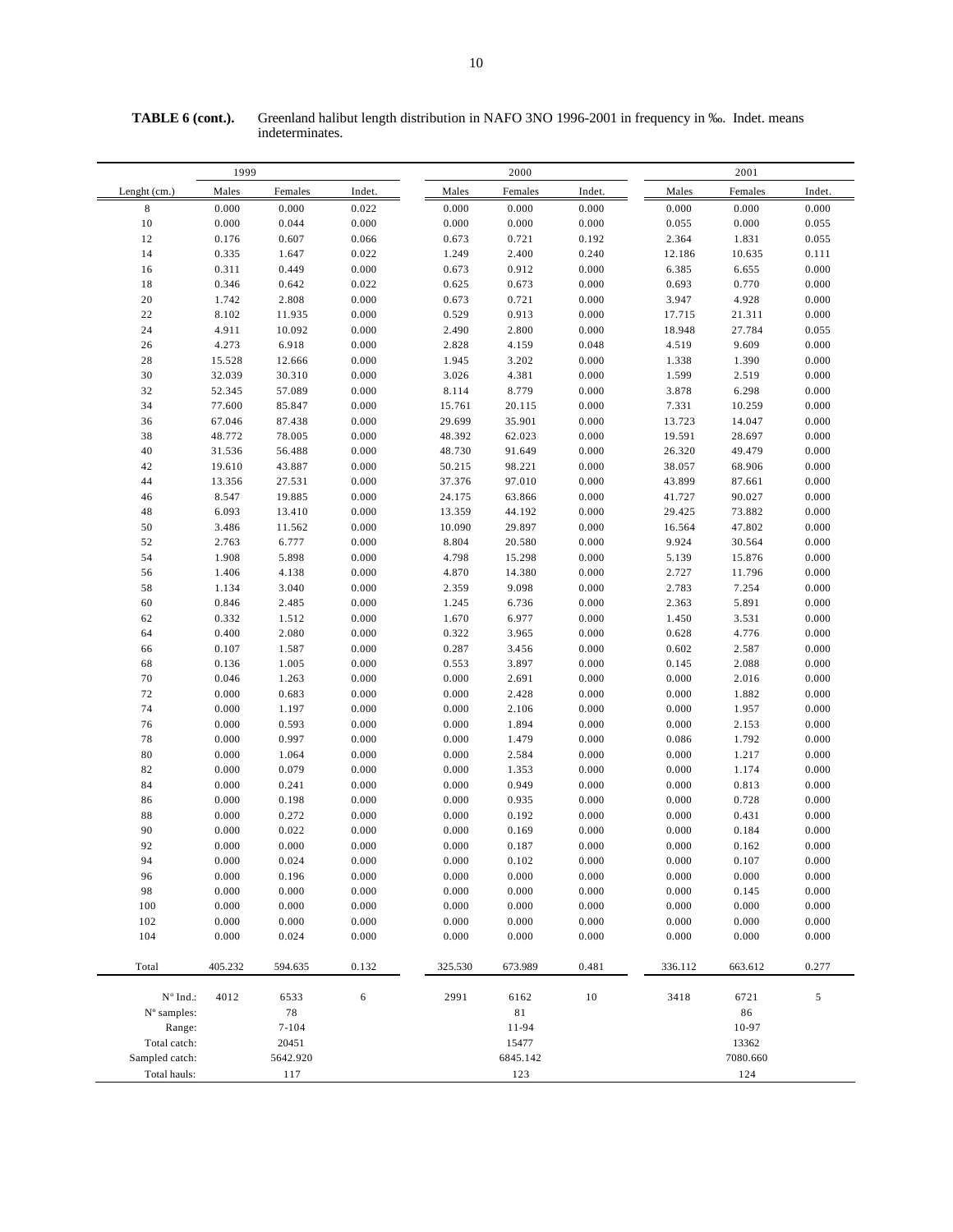**TABLE 6 (cont.).** Greenland halibut length distribution in NAFO 3NO 1996-2001 in frequency in ‰. Indet. means indeterminates.

| | 1999 | | | 2000 | | | 2001 | | |
|---|---|---|---|---|---|---|---|---|---|
| Lenght (cm.) | Males | Females | Indet. | Males | Females | Indet. | Males | Females | Indet. |
| 8 | 0.000 | 0.000 | 0.022 | 0.000 | 0.000 | 0.000 | 0.000 | 0.000 | 0.000 |
| 10 | 0.000 | 0.044 | 0.000 | 0.000 | 0.000 | 0.000 | 0.055 | 0.000 | 0.055 |
| 12 | 0.176 | 0.607 | 0.066 | 0.673 | 0.721 | 0.192 | 2.364 | 1.831 | 0.055 |
| 14 | 0.335 | 1.647 | 0.022 | 1.249 | 2.400 | 0.240 | 12.186 | 10.635 | 0.111 |
| 16 | 0.311 | 0.449 | 0.000 | 0.673 | 0.912 | 0.000 | 6.385 | 6.655 | 0.000 |
| 18 | 0.346 | 0.642 | 0.022 | 0.625 | 0.673 | 0.000 | 0.693 | 0.770 | 0.000 |
| 20 | 1.742 | 2.808 | 0.000 | 0.673 | 0.721 | 0.000 | 3.947 | 4.928 | 0.000 |
| 22 | 8.102 | 11.935 | 0.000 | 0.529 | 0.913 | 0.000 | 17.715 | 21.311 | 0.000 |
| 24 | 4.911 | 10.092 | 0.000 | 2.490 | 2.800 | 0.000 | 18.948 | 27.784 | 0.055 |
| 26 | 4.273 | 6.918 | 0.000 | 2.828 | 4.159 | 0.048 | 4.519 | 9.609 | 0.000 |
| 28 | 15.528 | 12.666 | 0.000 | 1.945 | 3.202 | 0.000 | 1.338 | 1.390 | 0.000 |
| 30 | 32.039 | 30.310 | 0.000 | 3.026 | 4.381 | 0.000 | 1.599 | 2.519 | 0.000 |
| 32 | 52.345 | 57.089 | 0.000 | 8.114 | 8.779 | 0.000 | 3.878 | 6.298 | 0.000 |
| 34 | 77.600 | 85.847 | 0.000 | 15.761 | 20.115 | 0.000 | 7.331 | 10.259 | 0.000 |
| 36 | 67.046 | 87.438 | 0.000 | 29.699 | 35.901 | 0.000 | 13.723 | 14.047 | 0.000 |
| 38 | 48.772 | 78.005 | 0.000 | 48.392 | 62.023 | 0.000 | 19.591 | 28.697 | 0.000 |
| 40 | 31.536 | 56.488 | 0.000 | 48.730 | 91.649 | 0.000 | 26.320 | 49.479 | 0.000 |
| 42 | 19.610 | 43.887 | 0.000 | 50.215 | 98.221 | 0.000 | 38.057 | 68.906 | 0.000 |
| 44 | 13.356 | 27.531 | 0.000 | 37.376 | 97.010 | 0.000 | 43.899 | 87.661 | 0.000 |
| 46 | 8.547 | 19.885 | 0.000 | 24.175 | 63.866 | 0.000 | 41.727 | 90.027 | 0.000 |
| 48 | 6.093 | 13.410 | 0.000 | 13.359 | 44.192 | 0.000 | 29.425 | 73.882 | 0.000 |
| 50 | 3.486 | 11.562 | 0.000 | 10.090 | 29.897 | 0.000 | 16.564 | 47.802 | 0.000 |
| 52 | 2.763 | 6.777 | 0.000 | 8.804 | 20.580 | 0.000 | 9.924 | 30.564 | 0.000 |
| 54 | 1.908 | 5.898 | 0.000 | 4.798 | 15.298 | 0.000 | 5.139 | 15.876 | 0.000 |
| 56 | 1.406 | 4.138 | 0.000 | 4.870 | 14.380 | 0.000 | 2.727 | 11.796 | 0.000 |
| 58 | 1.134 | 3.040 | 0.000 | 2.359 | 9.098 | 0.000 | 2.783 | 7.254 | 0.000 |
| 60 | 0.846 | 2.485 | 0.000 | 1.245 | 6.736 | 0.000 | 2.363 | 5.891 | 0.000 |
| 62 | 0.332 | 1.512 | 0.000 | 1.670 | 6.977 | 0.000 | 1.450 | 3.531 | 0.000 |
| 64 | 0.400 | 2.080 | 0.000 | 0.322 | 3.965 | 0.000 | 0.628 | 4.776 | 0.000 |
| 66 | 0.107 | 1.587 | 0.000 | 0.287 | 3.456 | 0.000 | 0.602 | 2.587 | 0.000 |
| 68 | 0.136 | 1.005 | 0.000 | 0.553 | 3.897 | 0.000 | 0.145 | 2.088 | 0.000 |
| 70 | 0.046 | 1.263 | 0.000 | 0.000 | 2.691 | 0.000 | 0.000 | 2.016 | 0.000 |
| 72 | 0.000 | 0.683 | 0.000 | 0.000 | 2.428 | 0.000 | 0.000 | 1.882 | 0.000 |
| 74 | 0.000 | 1.197 | 0.000 | 0.000 | 2.106 | 0.000 | 0.000 | 1.957 | 0.000 |
| 76 | 0.000 | 0.593 | 0.000 | 0.000 | 1.894 | 0.000 | 0.000 | 2.153 | 0.000 |
| 78 | 0.000 | 0.997 | 0.000 | 0.000 | 1.479 | 0.000 | 0.086 | 1.792 | 0.000 |
| 80 | 0.000 | 1.064 | 0.000 | 0.000 | 2.584 | 0.000 | 0.000 | 1.217 | 0.000 |
| 82 | 0.000 | 0.079 | 0.000 | 0.000 | 1.353 | 0.000 | 0.000 | 1.174 | 0.000 |
| 84 | 0.000 | 0.241 | 0.000 | 0.000 | 0.949 | 0.000 | 0.000 | 0.813 | 0.000 |
| 86 | 0.000 | 0.198 | 0.000 | 0.000 | 0.935 | 0.000 | 0.000 | 0.728 | 0.000 |
| 88 | 0.000 | 0.272 | 0.000 | 0.000 | 0.192 | 0.000 | 0.000 | 0.431 | 0.000 |
| 90 | 0.000 | 0.022 | 0.000 | 0.000 | 0.169 | 0.000 | 0.000 | 0.184 | 0.000 |
| 92 | 0.000 | 0.000 | 0.000 | 0.000 | 0.187 | 0.000 | 0.000 | 0.162 | 0.000 |
| 94 | 0.000 | 0.024 | 0.000 | 0.000 | 0.102 | 0.000 | 0.000 | 0.107 | 0.000 |
| 96 | 0.000 | 0.196 | 0.000 | 0.000 | 0.000 | 0.000 | 0.000 | 0.000 | 0.000 |
| 98 | 0.000 | 0.000 | 0.000 | 0.000 | 0.000 | 0.000 | 0.000 | 0.145 | 0.000 |
| 100 | 0.000 | 0.000 | 0.000 | 0.000 | 0.000 | 0.000 | 0.000 | 0.000 | 0.000 |
| 102 | 0.000 | 0.000 | 0.000 | 0.000 | 0.000 | 0.000 | 0.000 | 0.000 | 0.000 |
| 104 | 0.000 | 0.024 | 0.000 | 0.000 | 0.000 | 0.000 | 0.000 | 0.000 | 0.000 |
| Total | 405.232 | 594.635 | 0.132 | 325.530 | 673.989 | 0.481 | 336.112 | 663.612 | 0.277 |
| Nº Ind.: | 4012 | 6533 | 6 | 2991 | 6162 | 10 | 3418 | 6721 | 5 |
| Nº samples: | | 78 | | | 81 | | | 86 | |
| Range: | | 7-104 | | | 11-94 | | | 10-97 | |
| Total catch: | | 20451 | | | 15477 | | | 13362 | |
| Sampled catch: | | 5642.920 | | | 6845.142 | | | 7080.660 | |
| Total hauls: | | 117 | | | 123 | | | 124 | |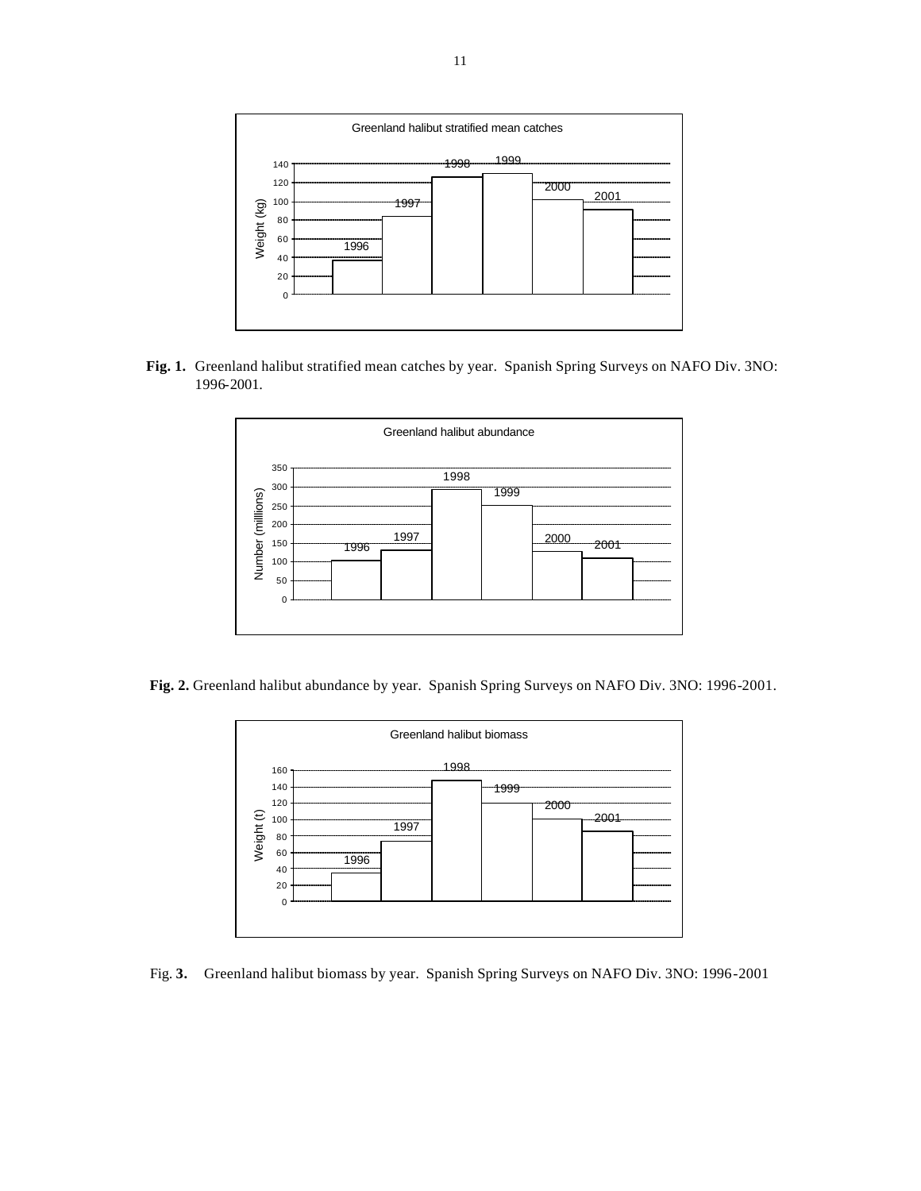**Fig. 1.** Greenland halibut stratified mean catches by year. Spanish Spring Surveys on NAFO Div. 3NO: 1996-2001.

**Fig. 2.** Greenland halibut abundance by year. Spanish Spring Surveys on NAFO Div. 3NO: 1996-2001.

Fig. **3.** Greenland halibut biomass by year. Spanish Spring Surveys on NAFO Div. 3NO: 1996-2001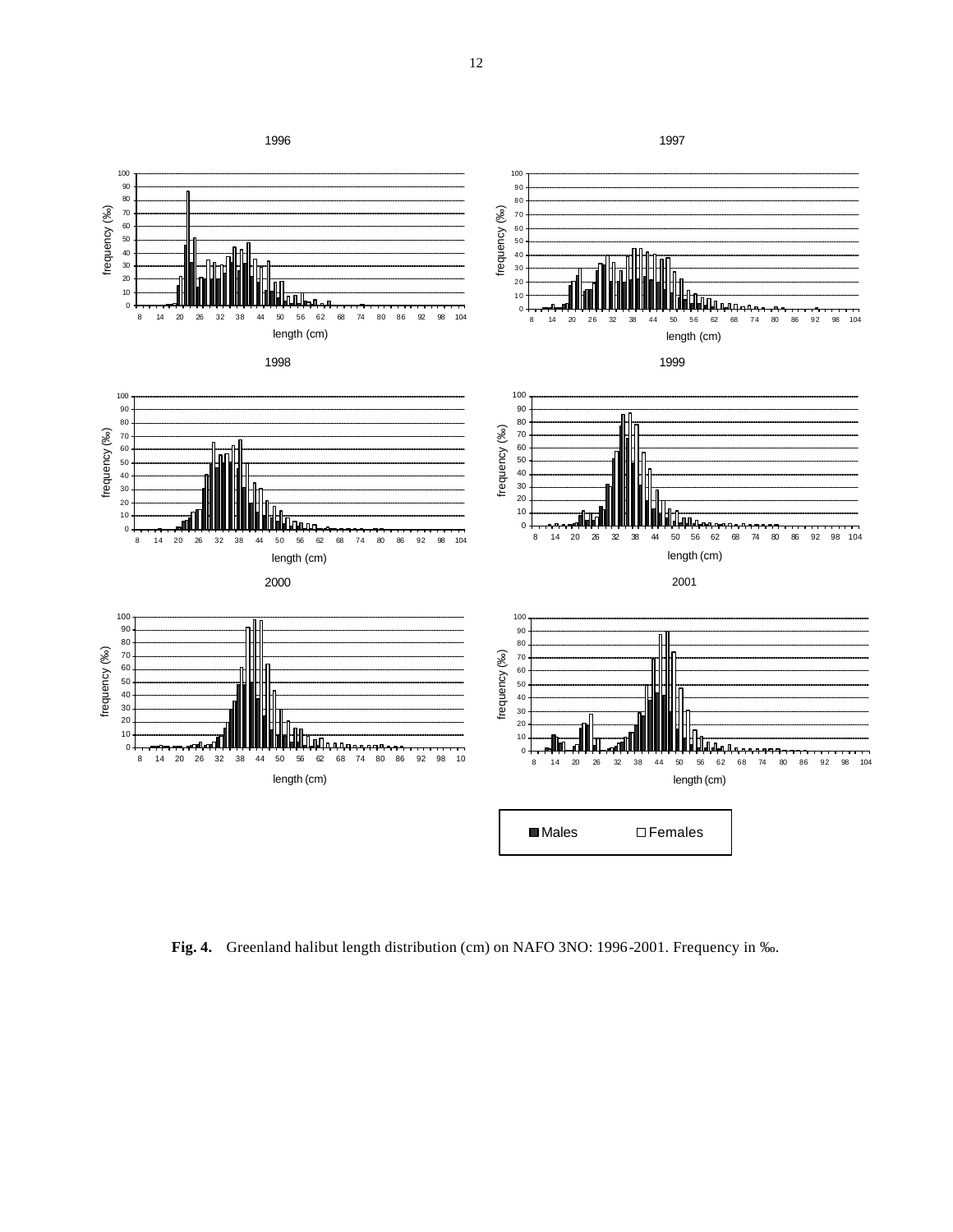1996

100
90
80
70
60
50
40
30
20
10
0

frequency (‰)

8 14 20 26 32 38 44 50 56 62 68 74 80 86 92 98 104

length (cm)

1997

100
90
80
70
60
50
40
30
20
10
0

frequency (‰)

8 14 20 26 32 38 44 50 56 62 68 74 80 86 92 98 104

length (cm)

1998

100
90
80
70
60
50
40
30
20
10
0

frequency (‰)

8 14 20 26 32 38 44 50 56 62 68 74 80 86 92 98 104

length (cm)

1999

100
90
80
70
60
50
40
30
20
10
0

frequency (‰)

8 14 20 26 32 38 44 50 56 62 68 74 80 86 92 98 104

length (cm)

2000

100
90
80
70
60
50
40
30
20
10
0

frequency (‰)

8 14 20 26 32 38 44 50 56 62 68 74 80 86 92 98 10

length (cm)

2001

100
90
80
70
60
50
40
30
20
10
0

frequency (‰)

8 14 20 26 32 38 44 50 56 62 68 74 80 86 92 98 104

length (cm)

Males Females

**Fig. 4.** Greenland halibut length distribution (cm) on NAFO 3NO: 1996-2001. Frequency in ‰.